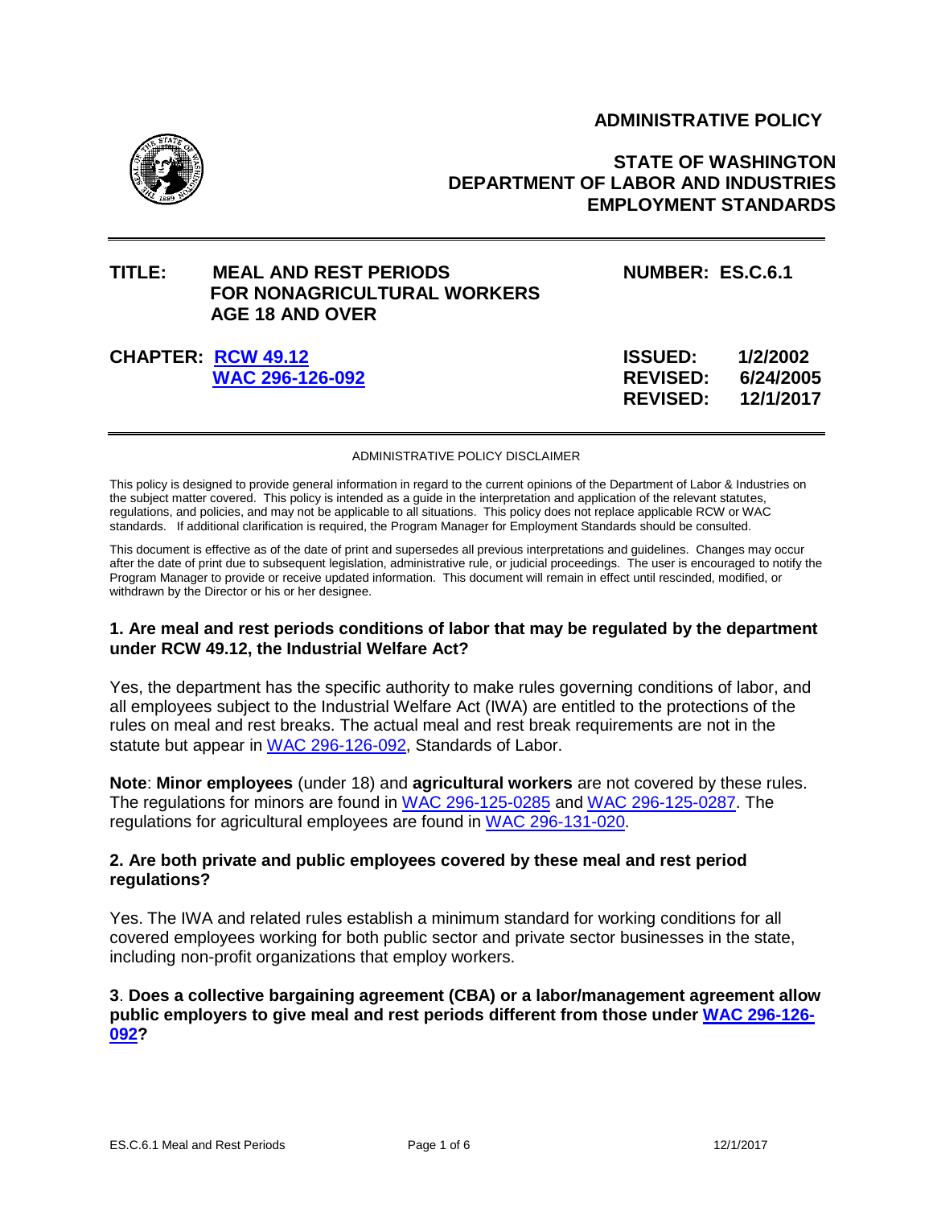**ADMINISTRATIVE POLICY**

**STATE OF WASHINGTON**
**DEPARTMENT OF LABOR AND INDUSTRIES**
**EMPLOYMENT STANDARDS**

---

| | | | |
|---|---|---|---|
| **TITLE:** | **MEAL AND REST PERIODS FOR NONAGRICULTURAL WORKERS AGE 18 AND OVER** | **NUMBER:** | **ES.C.6.1** |
| **CHAPTER:** | **RCW 49.12** | **ISSUED:** | **1/2/2002** |
| | **WAC 296-126-092** | **REVISED:** | **6/24/2005** |
| | | **REVISED:** | **12/1/2017** |

---

ADMINISTRATIVE POLICY DISCLAIMER

This policy is designed to provide general information in regard to the current opinions of the Department of Labor & Industries on the subject matter covered. This policy is intended as a guide in the interpretation and application of the relevant statutes, regulations, and policies, and may not be applicable to all situations. This policy does not replace applicable RCW or WAC standards. If additional clarification is required, the Program Manager for Employment Standards should be consulted.

This document is effective as of the date of print and supersedes all previous interpretations and guidelines. Changes may occur after the date of print due to subsequent legislation, administrative rule, or judicial proceedings. The user is encouraged to notify the Program Manager to provide or receive updated information. This document will remain in effect until rescinded, modified, or withdrawn by the Director or his or her designee.

### 1. Are meal and rest periods conditions of labor that may be regulated by the department under RCW 49.12, the Industrial Welfare Act?

Yes, the department has the specific authority to make rules governing conditions of labor, and all employees subject to the Industrial Welfare Act (IWA) are entitled to the protections of the rules on meal and rest breaks. The actual meal and rest break requirements are not in the statute but appear in WAC 296-126-092, Standards of Labor.

**Note**: **Minor employees** (under 18) and **agricultural workers** are not covered by these rules. The regulations for minors are found in WAC 296-125-0285 and WAC 296-125-0287. The regulations for agricultural employees are found in WAC 296-131-020.

### 2. Are both private and public employees covered by these meal and rest period regulations?

Yes. The IWA and related rules establish a minimum standard for working conditions for all covered employees working for both public sector and private sector businesses in the state, including non-profit organizations that employ workers.

### 3. Does a collective bargaining agreement (CBA) or a labor/management agreement allow public employers to give meal and rest periods different from those under WAC 296-126-092?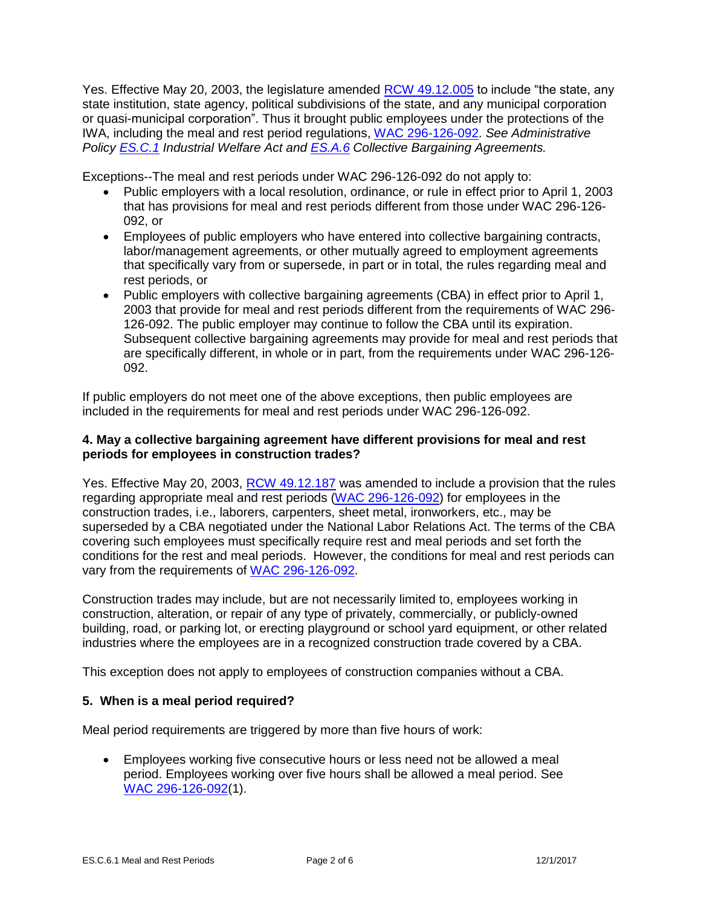Yes. Effective May 20, 2003, the legislature amended [RCW 49.12.005] to include "the state, any state institution, state agency, political subdivisions of the state, and any municipal corporation or quasi-municipal corporation". Thus it brought public employees under the protections of the IWA, including the meal and rest period regulations, [WAC 296-126-092]. *See Administrative Policy [ES.C.1] Industrial Welfare Act and [ES.A.6] Collective Bargaining Agreements.*

Exceptions--The meal and rest periods under WAC 296-126-092 do not apply to:

- Public employers with a local resolution, ordinance, or rule in effect prior to April 1, 2003 that has provisions for meal and rest periods different from those under WAC 296-126-092, or
- Employees of public employers who have entered into collective bargaining contracts, labor/management agreements, or other mutually agreed to employment agreements that specifically vary from or supersede, in part or in total, the rules regarding meal and rest periods, or
- Public employers with collective bargaining agreements (CBA) in effect prior to April 1, 2003 that provide for meal and rest periods different from the requirements of WAC 296-126-092. The public employer may continue to follow the CBA until its expiration. Subsequent collective bargaining agreements may provide for meal and rest periods that are specifically different, in whole or in part, from the requirements under WAC 296-126-092.

If public employers do not meet one of the above exceptions, then public employees are included in the requirements for meal and rest periods under WAC 296-126-092.

**4. May a collective bargaining agreement have different provisions for meal and rest periods for employees in construction trades?**

Yes. Effective May 20, 2003, [RCW 49.12.187] was amended to include a provision that the rules regarding appropriate meal and rest periods ([WAC 296-126-092]) for employees in the construction trades, i.e., laborers, carpenters, sheet metal, ironworkers, etc., may be superseded by a CBA negotiated under the National Labor Relations Act. The terms of the CBA covering such employees must specifically require rest and meal periods and set forth the conditions for the rest and meal periods. However, the conditions for meal and rest periods can vary from the requirements of [WAC 296-126-092].

Construction trades may include, but are not necessarily limited to, employees working in construction, alteration, or repair of any type of privately, commercially, or publicly-owned building, road, or parking lot, or erecting playground or school yard equipment, or other related industries where the employees are in a recognized construction trade covered by a CBA.

This exception does not apply to employees of construction companies without a CBA.

**5. When is a meal period required?**

Meal period requirements are triggered by more than five hours of work:

- Employees working five consecutive hours or less need not be allowed a meal period. Employees working over five hours shall be allowed a meal period. See [WAC 296-126-092](1).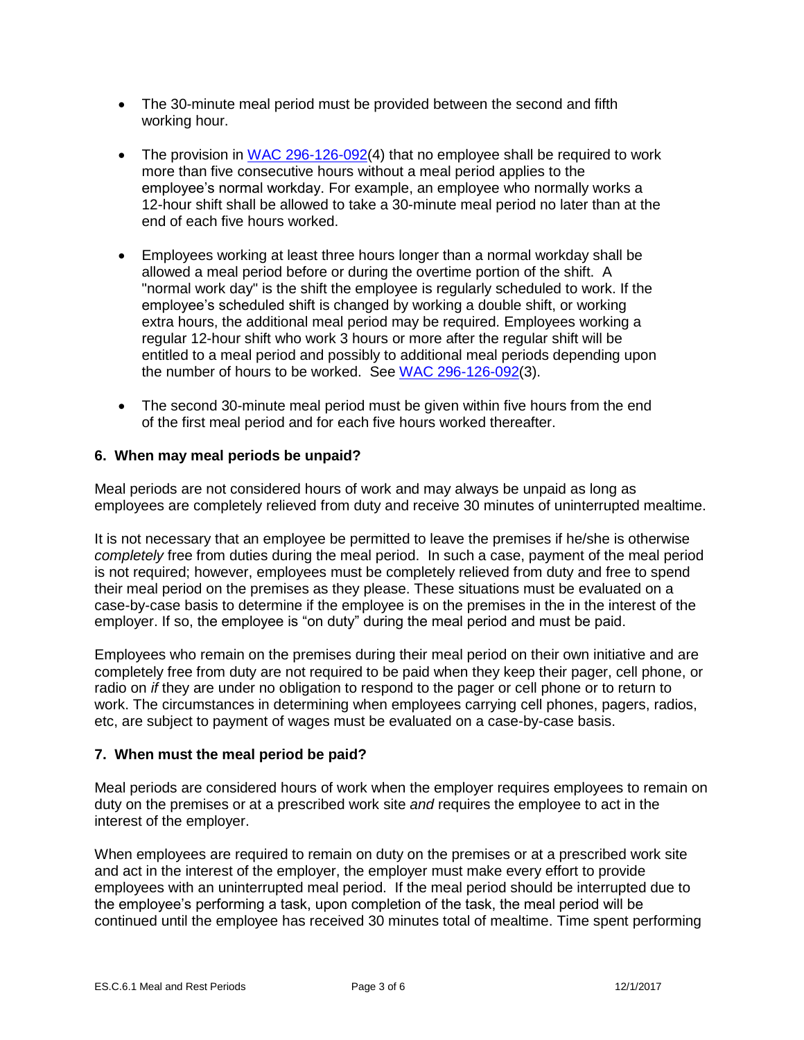- The 30-minute meal period must be provided between the second and fifth working hour.
- The provision in [WAC 296-126-092](4) that no employee shall be required to work more than five consecutive hours without a meal period applies to the employee's normal workday. For example, an employee who normally works a 12-hour shift shall be allowed to take a 30-minute meal period no later than at the end of each five hours worked.
- Employees working at least three hours longer than a normal workday shall be allowed a meal period before or during the overtime portion of the shift. A "normal work day" is the shift the employee is regularly scheduled to work. If the employee's scheduled shift is changed by working a double shift, or working extra hours, the additional meal period may be required. Employees working a regular 12-hour shift who work 3 hours or more after the regular shift will be entitled to a meal period and possibly to additional meal periods depending upon the number of hours to be worked. See [WAC 296-126-092](3).
- The second 30-minute meal period must be given within five hours from the end of the first meal period and for each five hours worked thereafter.

### 6. When may meal periods be unpaid?

Meal periods are not considered hours of work and may always be unpaid as long as employees are completely relieved from duty and receive 30 minutes of uninterrupted mealtime.

It is not necessary that an employee be permitted to leave the premises if he/she is otherwise *completely* free from duties during the meal period. In such a case, payment of the meal period is not required; however, employees must be completely relieved from duty and free to spend their meal period on the premises as they please. These situations must be evaluated on a case-by-case basis to determine if the employee is on the premises in the in the interest of the employer. If so, the employee is "on duty" during the meal period and must be paid.

Employees who remain on the premises during their meal period on their own initiative and are completely free from duty are not required to be paid when they keep their pager, cell phone, or radio on *if* they are under no obligation to respond to the pager or cell phone or to return to work. The circumstances in determining when employees carrying cell phones, pagers, radios, etc, are subject to payment of wages must be evaluated on a case-by-case basis.

### 7. When must the meal period be paid?

Meal periods are considered hours of work when the employer requires employees to remain on duty on the premises or at a prescribed work site *and* requires the employee to act in the interest of the employer.

When employees are required to remain on duty on the premises or at a prescribed work site and act in the interest of the employer, the employer must make every effort to provide employees with an uninterrupted meal period. If the meal period should be interrupted due to the employee's performing a task, upon completion of the task, the meal period will be continued until the employee has received 30 minutes total of mealtime. Time spent performing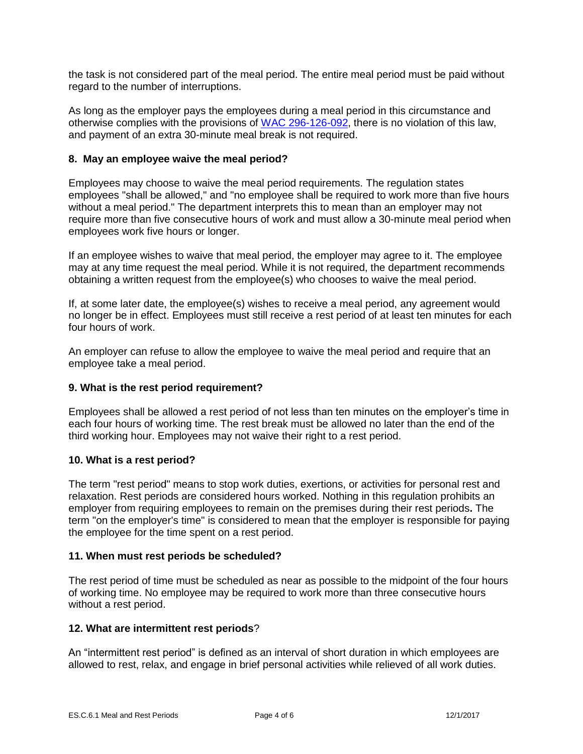the task is not considered part of the meal period. The entire meal period must be paid without regard to the number of interruptions.

As long as the employer pays the employees during a meal period in this circumstance and otherwise complies with the provisions of [WAC 296-126-092](WAC 296-126-092), there is no violation of this law, and payment of an extra 30-minute meal break is not required.

### 8. May an employee waive the meal period?

Employees may choose to waive the meal period requirements. The regulation states employees "shall be allowed," and "no employee shall be required to work more than five hours without a meal period." The department interprets this to mean than an employer may not require more than five consecutive hours of work and must allow a 30-minute meal period when employees work five hours or longer.

If an employee wishes to waive that meal period, the employer may agree to it. The employee may at any time request the meal period. While it is not required, the department recommends obtaining a written request from the employee(s) who chooses to waive the meal period.

If, at some later date, the employee(s) wishes to receive a meal period, any agreement would no longer be in effect. Employees must still receive a rest period of at least ten minutes for each four hours of work.

An employer can refuse to allow the employee to waive the meal period and require that an employee take a meal period.

### 9. What is the rest period requirement?

Employees shall be allowed a rest period of not less than ten minutes on the employer's time in each four hours of working time. The rest break must be allowed no later than the end of the third working hour. Employees may not waive their right to a rest period.

### 10. What is a rest period?

The term "rest period" means to stop work duties, exertions, or activities for personal rest and relaxation. Rest periods are considered hours worked. Nothing in this regulation prohibits an employer from requiring employees to remain on the premises during their rest periods**.** The term "on the employer's time" is considered to mean that the employer is responsible for paying the employee for the time spent on a rest period.

### 11. When must rest periods be scheduled?

The rest period of time must be scheduled as near as possible to the midpoint of the four hours of working time. No employee may be required to work more than three consecutive hours without a rest period.

### 12. What are intermittent rest periods?

An "intermittent rest period" is defined as an interval of short duration in which employees are allowed to rest, relax, and engage in brief personal activities while relieved of all work duties.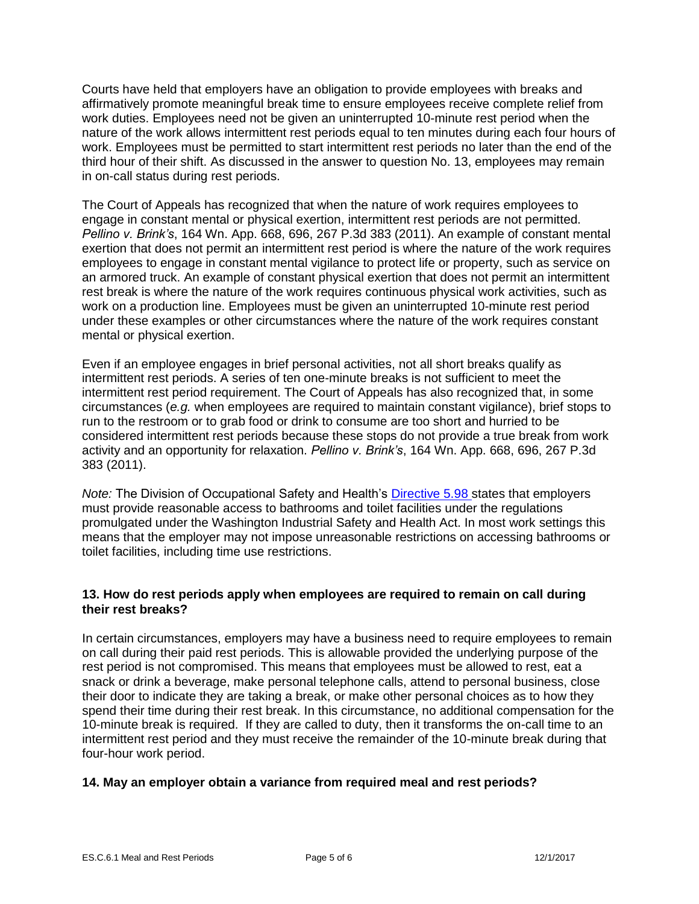Courts have held that employers have an obligation to provide employees with breaks and affirmatively promote meaningful break time to ensure employees receive complete relief from work duties. Employees need not be given an uninterrupted 10-minute rest period when the nature of the work allows intermittent rest periods equal to ten minutes during each four hours of work. Employees must be permitted to start intermittent rest periods no later than the end of the third hour of their shift. As discussed in the answer to question No. 13, employees may remain in on-call status during rest periods.

The Court of Appeals has recognized that when the nature of work requires employees to engage in constant mental or physical exertion, intermittent rest periods are not permitted. *Pellino v. Brink's*, 164 Wn. App. 668, 696, 267 P.3d 383 (2011). An example of constant mental exertion that does not permit an intermittent rest period is where the nature of the work requires employees to engage in constant mental vigilance to protect life or property, such as service on an armored truck. An example of constant physical exertion that does not permit an intermittent rest break is where the nature of the work requires continuous physical work activities, such as work on a production line. Employees must be given an uninterrupted 10-minute rest period under these examples or other circumstances where the nature of the work requires constant mental or physical exertion.

Even if an employee engages in brief personal activities, not all short breaks qualify as intermittent rest periods. A series of ten one-minute breaks is not sufficient to meet the intermittent rest period requirement. The Court of Appeals has also recognized that, in some circumstances (*e.g.* when employees are required to maintain constant vigilance), brief stops to run to the restroom or to grab food or drink to consume are too short and hurried to be considered intermittent rest periods because these stops do not provide a true break from work activity and an opportunity for relaxation. *Pellino v. Brink's*, 164 Wn. App. 668, 696, 267 P.3d 383 (2011).

*Note:* The Division of Occupational Safety and Health's Directive 5.98 states that employers must provide reasonable access to bathrooms and toilet facilities under the regulations promulgated under the Washington Industrial Safety and Health Act. In most work settings this means that the employer may not impose unreasonable restrictions on accessing bathrooms or toilet facilities, including time use restrictions.

### 13. How do rest periods apply when employees are required to remain on call during their rest breaks?

In certain circumstances, employers may have a business need to require employees to remain on call during their paid rest periods. This is allowable provided the underlying purpose of the rest period is not compromised. This means that employees must be allowed to rest, eat a snack or drink a beverage, make personal telephone calls, attend to personal business, close their door to indicate they are taking a break, or make other personal choices as to how they spend their time during their rest break. In this circumstance, no additional compensation for the 10-minute break is required. If they are called to duty, then it transforms the on-call time to an intermittent rest period and they must receive the remainder of the 10-minute break during that four-hour work period.

### 14. May an employer obtain a variance from required meal and rest periods?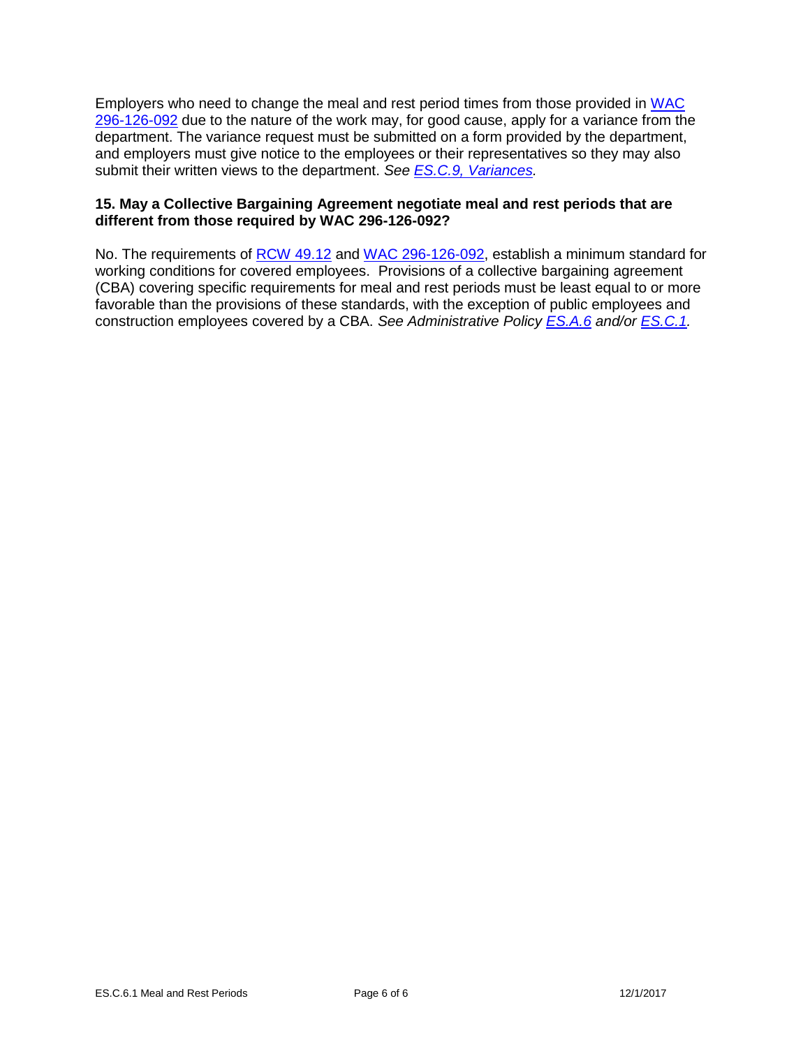Employers who need to change the meal and rest period times from those provided in WAC 296-126-092 due to the nature of the work may, for good cause, apply for a variance from the department. The variance request must be submitted on a form provided by the department, and employers must give notice to the employees or their representatives so they may also submit their written views to the department. *See ES.C.9, Variances.*

**15. May a Collective Bargaining Agreement negotiate meal and rest periods that are different from those required by WAC 296-126-092?**

No. The requirements of RCW 49.12 and WAC 296-126-092, establish a minimum standard for working conditions for covered employees. Provisions of a collective bargaining agreement (CBA) covering specific requirements for meal and rest periods must be least equal to or more favorable than the provisions of these standards, with the exception of public employees and construction employees covered by a CBA. *See Administrative Policy ES.A.6 and/or ES.C.1.*